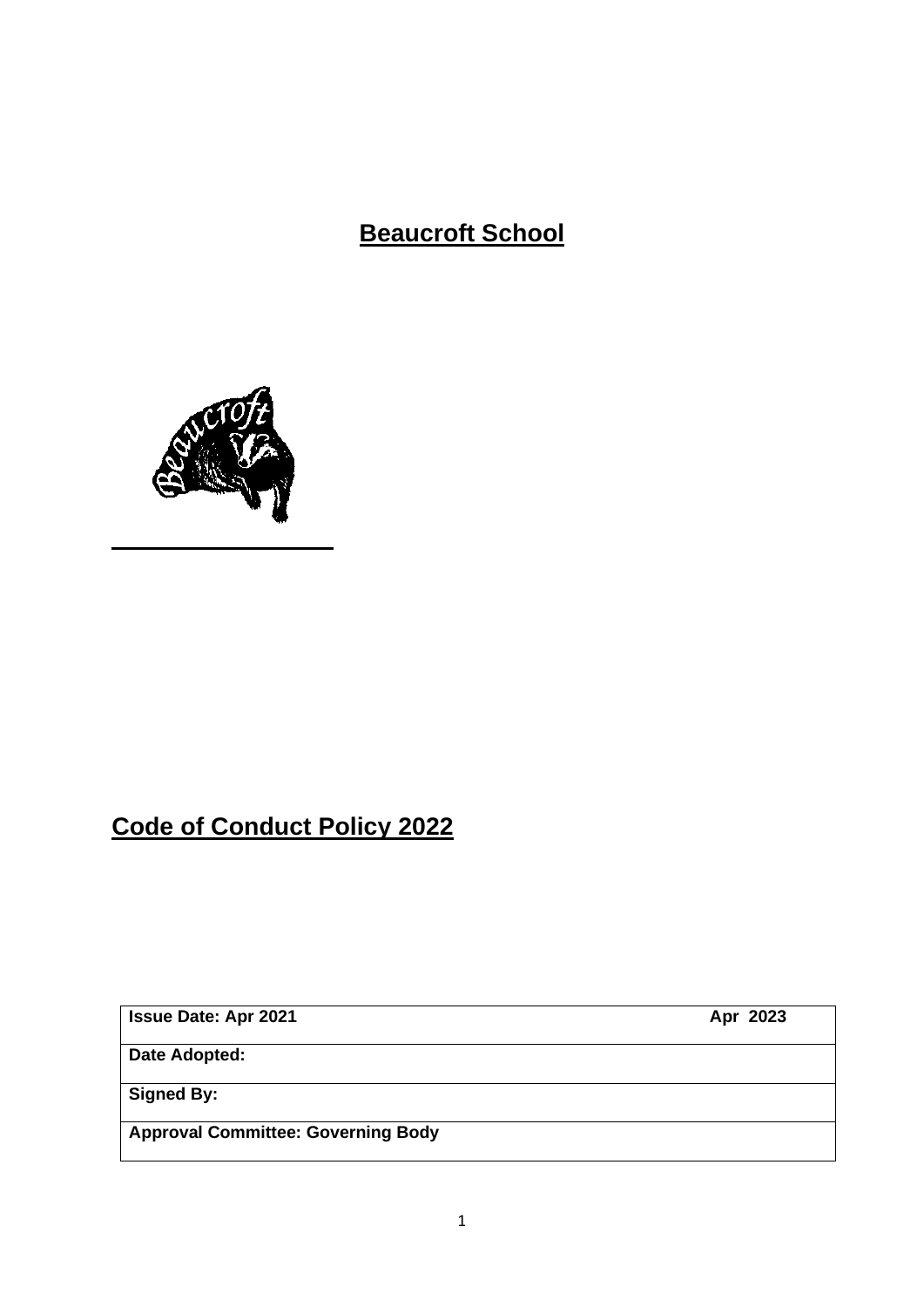# **Beaucroft School**

# **Code of Conduct Policy 2022**

| **Issue Date: Apr 2021** | **Apr 2023** |
|---|---|
| **Date Adopted:** | |
| **Signed By:** | |
| **Approval Committee: Governing Body** | |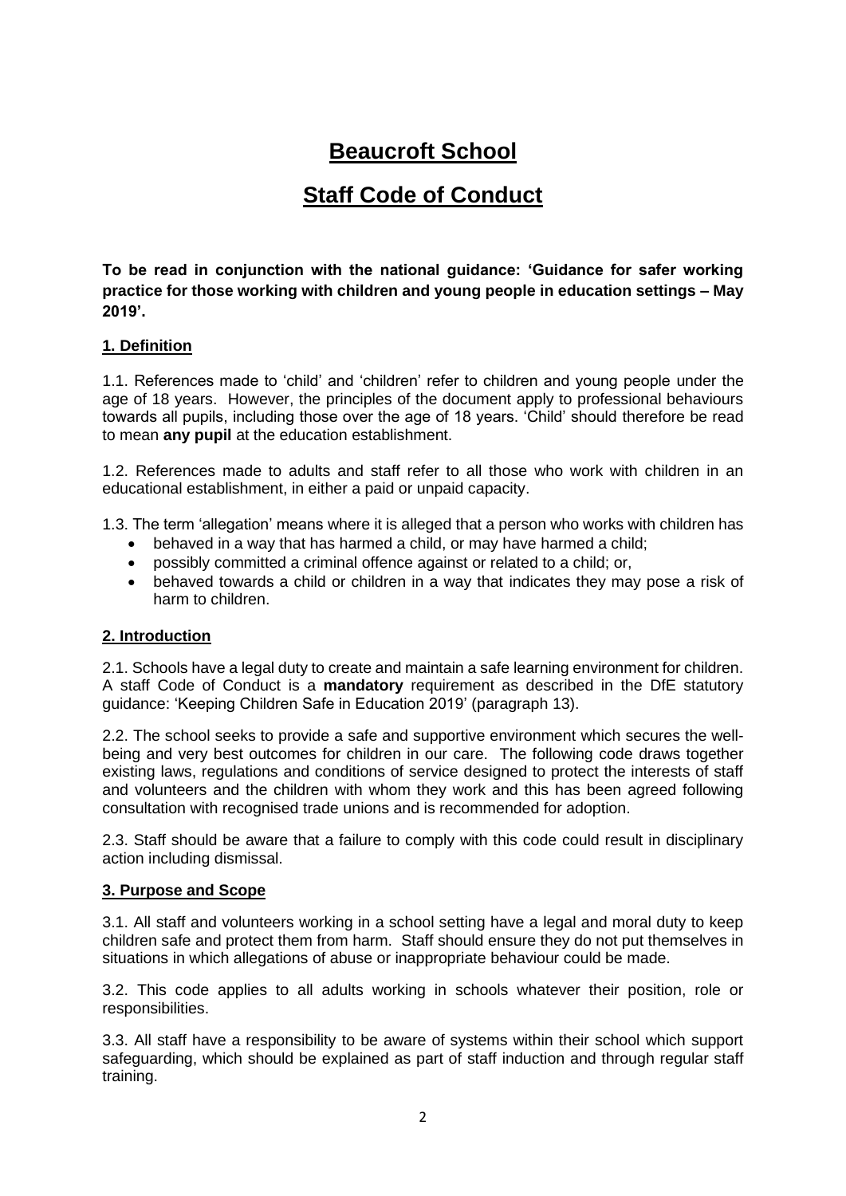# Beaucroft School

# Staff Code of Conduct

**To be read in conjunction with the national guidance: 'Guidance for safer working practice for those working with children and young people in education settings – May 2019'.**

## 1. Definition

1.1. References made to 'child' and 'children' refer to children and young people under the age of 18 years. However, the principles of the document apply to professional behaviours towards all pupils, including those over the age of 18 years. 'Child' should therefore be read to mean **any pupil** at the education establishment.

1.2. References made to adults and staff refer to all those who work with children in an educational establishment, in either a paid or unpaid capacity.

1.3. The term 'allegation' means where it is alleged that a person who works with children has

- behaved in a way that has harmed a child, or may have harmed a child;
- possibly committed a criminal offence against or related to a child; or,
- behaved towards a child or children in a way that indicates they may pose a risk of harm to children.

## 2. Introduction

2.1. Schools have a legal duty to create and maintain a safe learning environment for children. A staff Code of Conduct is a **mandatory** requirement as described in the DfE statutory guidance: 'Keeping Children Safe in Education 2019' (paragraph 13).

2.2. The school seeks to provide a safe and supportive environment which secures the well-being and very best outcomes for children in our care. The following code draws together existing laws, regulations and conditions of service designed to protect the interests of staff and volunteers and the children with whom they work and this has been agreed following consultation with recognised trade unions and is recommended for adoption.

2.3. Staff should be aware that a failure to comply with this code could result in disciplinary action including dismissal.

## 3. Purpose and Scope

3.1. All staff and volunteers working in a school setting have a legal and moral duty to keep children safe and protect them from harm. Staff should ensure they do not put themselves in situations in which allegations of abuse or inappropriate behaviour could be made.

3.2. This code applies to all adults working in schools whatever their position, role or responsibilities.

3.3. All staff have a responsibility to be aware of systems within their school which support safeguarding, which should be explained as part of staff induction and through regular staff training.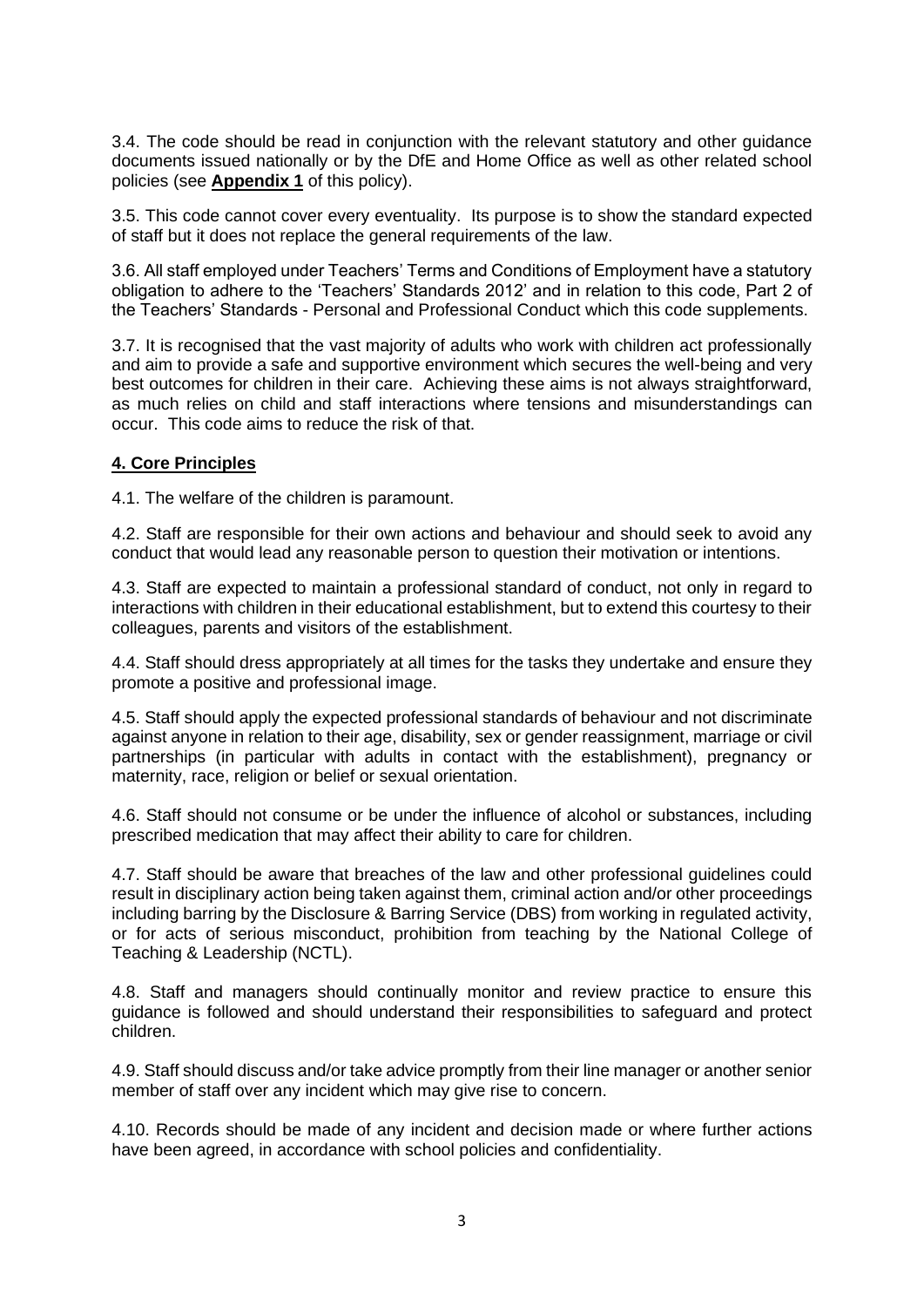3.4. The code should be read in conjunction with the relevant statutory and other guidance documents issued nationally or by the DfE and Home Office as well as other related school policies (see **Appendix 1** of this policy).

3.5. This code cannot cover every eventuality. Its purpose is to show the standard expected of staff but it does not replace the general requirements of the law.

3.6. All staff employed under Teachers' Terms and Conditions of Employment have a statutory obligation to adhere to the 'Teachers' Standards 2012' and in relation to this code, Part 2 of the Teachers' Standards - Personal and Professional Conduct which this code supplements.

3.7. It is recognised that the vast majority of adults who work with children act professionally and aim to provide a safe and supportive environment which secures the well-being and very best outcomes for children in their care. Achieving these aims is not always straightforward, as much relies on child and staff interactions where tensions and misunderstandings can occur. This code aims to reduce the risk of that.

## 4. Core Principles

4.1. The welfare of the children is paramount.

4.2. Staff are responsible for their own actions and behaviour and should seek to avoid any conduct that would lead any reasonable person to question their motivation or intentions.

4.3. Staff are expected to maintain a professional standard of conduct, not only in regard to interactions with children in their educational establishment, but to extend this courtesy to their colleagues, parents and visitors of the establishment.

4.4. Staff should dress appropriately at all times for the tasks they undertake and ensure they promote a positive and professional image.

4.5. Staff should apply the expected professional standards of behaviour and not discriminate against anyone in relation to their age, disability, sex or gender reassignment, marriage or civil partnerships (in particular with adults in contact with the establishment), pregnancy or maternity, race, religion or belief or sexual orientation.

4.6. Staff should not consume or be under the influence of alcohol or substances, including prescribed medication that may affect their ability to care for children.

4.7. Staff should be aware that breaches of the law and other professional guidelines could result in disciplinary action being taken against them, criminal action and/or other proceedings including barring by the Disclosure & Barring Service (DBS) from working in regulated activity, or for acts of serious misconduct, prohibition from teaching by the National College of Teaching & Leadership (NCTL).

4.8. Staff and managers should continually monitor and review practice to ensure this guidance is followed and should understand their responsibilities to safeguard and protect children.

4.9. Staff should discuss and/or take advice promptly from their line manager or another senior member of staff over any incident which may give rise to concern.

4.10. Records should be made of any incident and decision made or where further actions have been agreed, in accordance with school policies and confidentiality.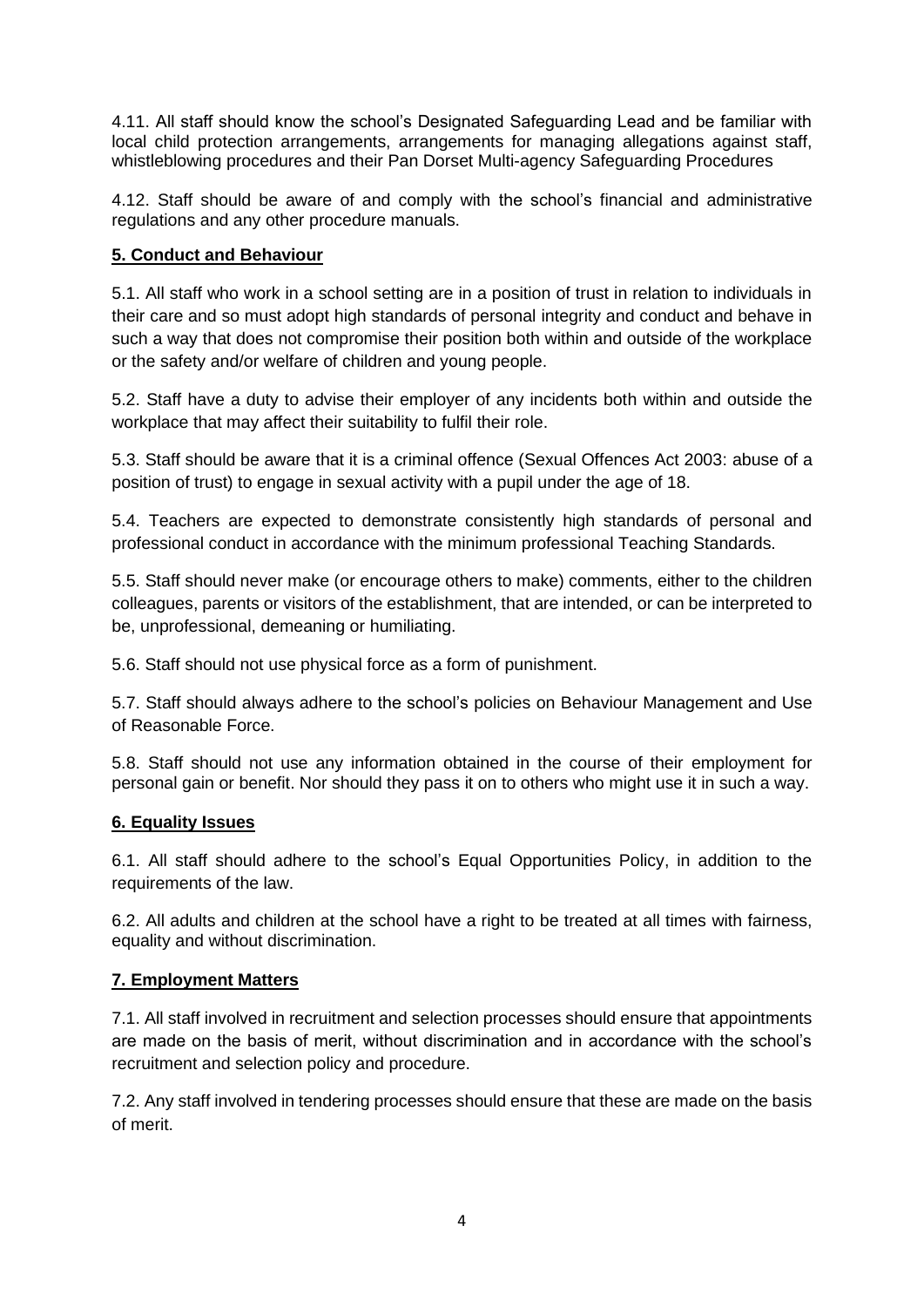4.11. All staff should know the school's Designated Safeguarding Lead and be familiar with local child protection arrangements, arrangements for managing allegations against staff, whistleblowing procedures and their Pan Dorset Multi-agency Safeguarding Procedures

4.12. Staff should be aware of and comply with the school's financial and administrative regulations and any other procedure manuals.

## 5. Conduct and Behaviour

5.1. All staff who work in a school setting are in a position of trust in relation to individuals in their care and so must adopt high standards of personal integrity and conduct and behave in such a way that does not compromise their position both within and outside of the workplace or the safety and/or welfare of children and young people.

5.2. Staff have a duty to advise their employer of any incidents both within and outside the workplace that may affect their suitability to fulfil their role.

5.3. Staff should be aware that it is a criminal offence (Sexual Offences Act 2003: abuse of a position of trust) to engage in sexual activity with a pupil under the age of 18.

5.4. Teachers are expected to demonstrate consistently high standards of personal and professional conduct in accordance with the minimum professional Teaching Standards.

5.5. Staff should never make (or encourage others to make) comments, either to the children colleagues, parents or visitors of the establishment, that are intended, or can be interpreted to be, unprofessional, demeaning or humiliating.

5.6. Staff should not use physical force as a form of punishment.

5.7. Staff should always adhere to the school's policies on Behaviour Management and Use of Reasonable Force.

5.8. Staff should not use any information obtained in the course of their employment for personal gain or benefit. Nor should they pass it on to others who might use it in such a way.

## 6. Equality Issues

6.1. All staff should adhere to the school's Equal Opportunities Policy, in addition to the requirements of the law.

6.2. All adults and children at the school have a right to be treated at all times with fairness, equality and without discrimination.

## 7. Employment Matters

7.1. All staff involved in recruitment and selection processes should ensure that appointments are made on the basis of merit, without discrimination and in accordance with the school's recruitment and selection policy and procedure.

7.2. Any staff involved in tendering processes should ensure that these are made on the basis of merit.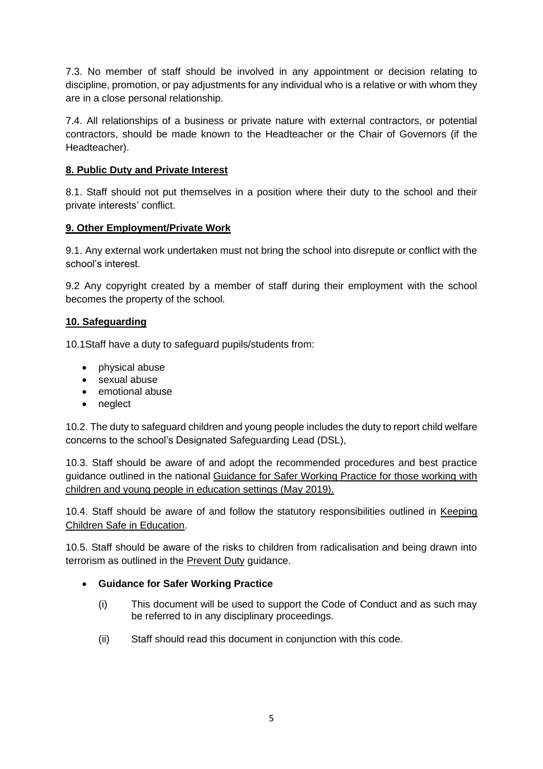7.3. No member of staff should be involved in any appointment or decision relating to discipline, promotion, or pay adjustments for any individual who is a relative or with whom they are in a close personal relationship.

7.4. All relationships of a business or private nature with external contractors, or potential contractors, should be made known to the Headteacher or the Chair of Governors (if the Headteacher).

## 8. Public Duty and Private Interest

8.1. Staff should not put themselves in a position where their duty to the school and their private interests' conflict.

## 9. Other Employment/Private Work

9.1. Any external work undertaken must not bring the school into disrepute or conflict with the school's interest.

9.2 Any copyright created by a member of staff during their employment with the school becomes the property of the school.

## 10. Safeguarding

10.1Staff have a duty to safeguard pupils/students from:

- physical abuse
- sexual abuse
- emotional abuse
- neglect

10.2. The duty to safeguard children and young people includes the duty to report child welfare concerns to the school's Designated Safeguarding Lead (DSL),

10.3. Staff should be aware of and adopt the recommended procedures and best practice guidance outlined in the national Guidance for Safer Working Practice for those working with children and young people in education settings (May 2019).

10.4. Staff should be aware of and follow the statutory responsibilities outlined in Keeping Children Safe in Education.

10.5. Staff should be aware of the risks to children from radicalisation and being drawn into terrorism as outlined in the Prevent Duty guidance.

- **Guidance for Safer Working Practice**
  - (i) This document will be used to support the Code of Conduct and as such may be referred to in any disciplinary proceedings.
  - (ii) Staff should read this document in conjunction with this code.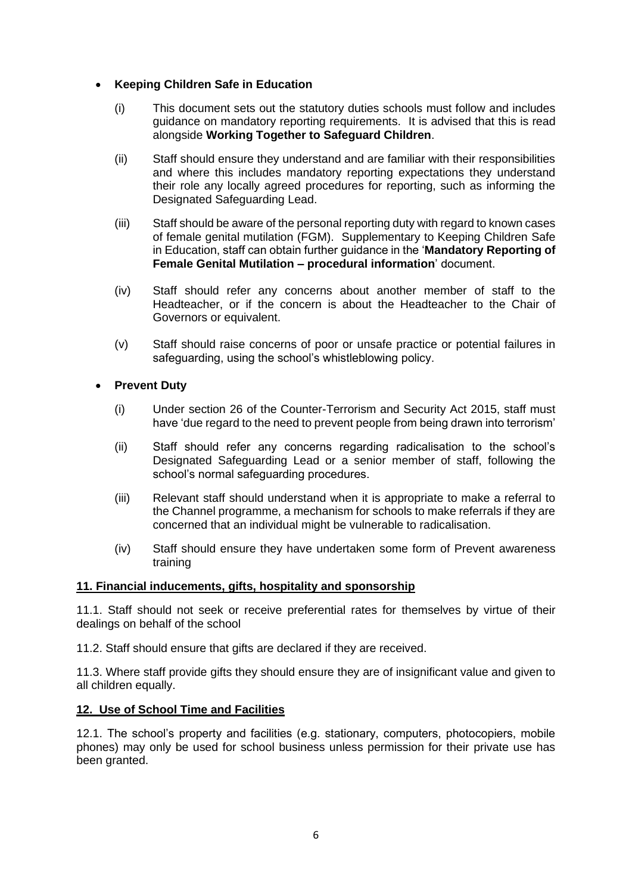- **Keeping Children Safe in Education**

  (i) This document sets out the statutory duties schools must follow and includes guidance on mandatory reporting requirements. It is advised that this is read alongside **Working Together to Safeguard Children**.

  (ii) Staff should ensure they understand and are familiar with their responsibilities and where this includes mandatory reporting expectations they understand their role any locally agreed procedures for reporting, such as informing the Designated Safeguarding Lead.

  (iii) Staff should be aware of the personal reporting duty with regard to known cases of female genital mutilation (FGM). Supplementary to Keeping Children Safe in Education, staff can obtain further guidance in the '**Mandatory Reporting of Female Genital Mutilation – procedural information**' document.

  (iv) Staff should refer any concerns about another member of staff to the Headteacher, or if the concern is about the Headteacher to the Chair of Governors or equivalent.

  (v) Staff should raise concerns of poor or unsafe practice or potential failures in safeguarding, using the school's whistleblowing policy.

- **Prevent Duty**

  (i) Under section 26 of the Counter-Terrorism and Security Act 2015, staff must have 'due regard to the need to prevent people from being drawn into terrorism'

  (ii) Staff should refer any concerns regarding radicalisation to the school's Designated Safeguarding Lead or a senior member of staff, following the school's normal safeguarding procedures.

  (iii) Relevant staff should understand when it is appropriate to make a referral to the Channel programme, a mechanism for schools to make referrals if they are concerned that an individual might be vulnerable to radicalisation.

  (iv) Staff should ensure they have undertaken some form of Prevent awareness training

## 11. Financial inducements, gifts, hospitality and sponsorship

11.1. Staff should not seek or receive preferential rates for themselves by virtue of their dealings on behalf of the school

11.2. Staff should ensure that gifts are declared if they are received.

11.3. Where staff provide gifts they should ensure they are of insignificant value and given to all children equally.

## 12. Use of School Time and Facilities

12.1. The school's property and facilities (e.g. stationary, computers, photocopiers, mobile phones) may only be used for school business unless permission for their private use has been granted.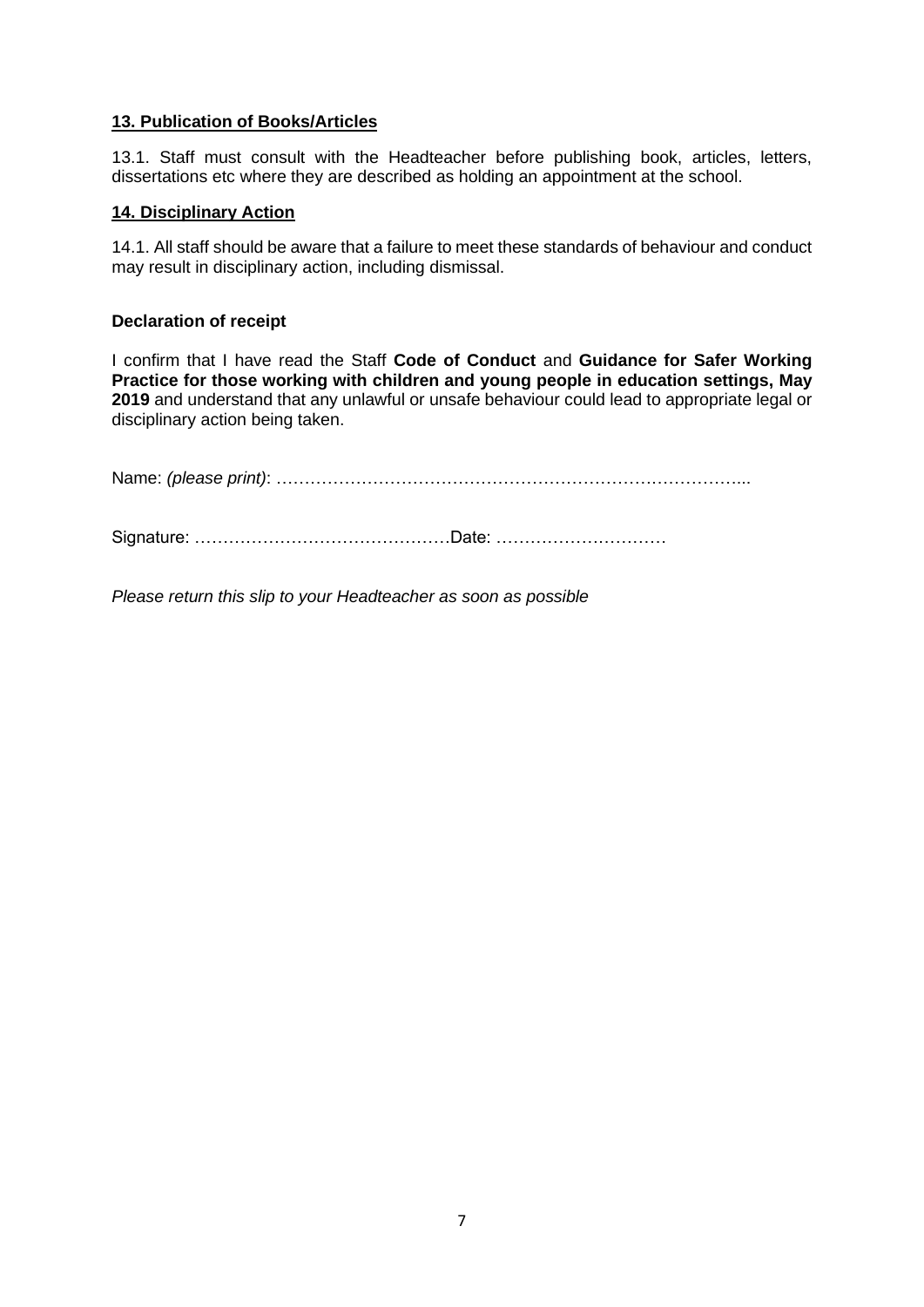## 13. Publication of Books/Articles

13.1. Staff must consult with the Headteacher before publishing book, articles, letters, dissertations etc where they are described as holding an appointment at the school.

## 14. Disciplinary Action

14.1. All staff should be aware that a failure to meet these standards of behaviour and conduct may result in disciplinary action, including dismissal.

**Declaration of receipt**

I confirm that I have read the Staff **Code of Conduct** and **Guidance for Safer Working Practice for those working with children and young people in education settings, May 2019** and understand that any unlawful or unsafe behaviour could lead to appropriate legal or disciplinary action being taken.

Name: *(please print)*: …………………………………………………………………………...

Signature: ………………………………………Date: …………………………

*Please return this slip to your Headteacher as soon as possible*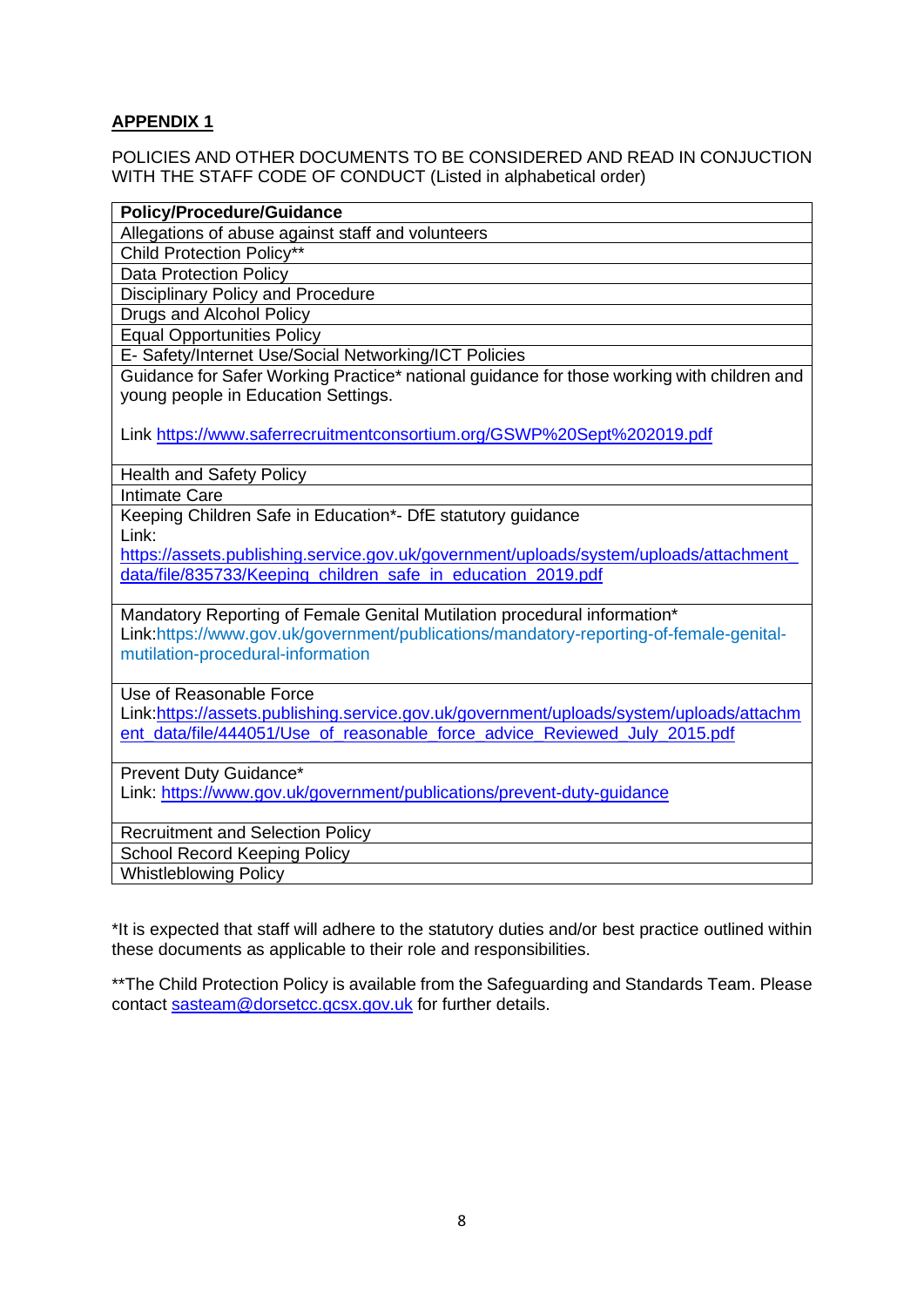**APPENDIX 1**

POLICIES AND OTHER DOCUMENTS TO BE CONSIDERED AND READ IN CONJUCTION WITH THE STAFF CODE OF CONDUCT (Listed in alphabetical order)

| **Policy/Procedure/Guidance** |
|---|
| Allegations of abuse against staff and volunteers |
| Child Protection Policy** |
| Data Protection Policy |
| Disciplinary Policy and Procedure |
| Drugs and Alcohol Policy |
| Equal Opportunities Policy |
| E- Safety/Internet Use/Social Networking/ICT Policies |
| Guidance for Safer Working Practice* national guidance for those working with children and young people in Education Settings.<br><br>Link https://www.saferrecruitmentconsortium.org/GSWP%20Sept%202019.pdf |
| Health and Safety Policy |
| Intimate Care |
| Keeping Children Safe in Education*- DfE statutory guidance<br>Link:<br>https://assets.publishing.service.gov.uk/government/uploads/system/uploads/attachment_data/file/835733/Keeping_children_safe_in_education_2019.pdf |
| Mandatory Reporting of Female Genital Mutilation procedural information*<br>Link:https://www.gov.uk/government/publications/mandatory-reporting-of-female-genital-mutilation-procedural-information |
| Use of Reasonable Force<br>Link:https://assets.publishing.service.gov.uk/government/uploads/system/uploads/attachment_data/file/444051/Use_of_reasonable_force_advice_Reviewed_July_2015.pdf |
| Prevent Duty Guidance*<br>Link: https://www.gov.uk/government/publications/prevent-duty-guidance |
| Recruitment and Selection Policy |
| School Record Keeping Policy |
| Whistleblowing Policy |

*It is expected that staff will adhere to the statutory duties and/or best practice outlined within these documents as applicable to their role and responsibilities.

**The Child Protection Policy is available from the Safeguarding and Standards Team. Please contact sasteam@dorsetcc.gcsx.gov.uk for further details.